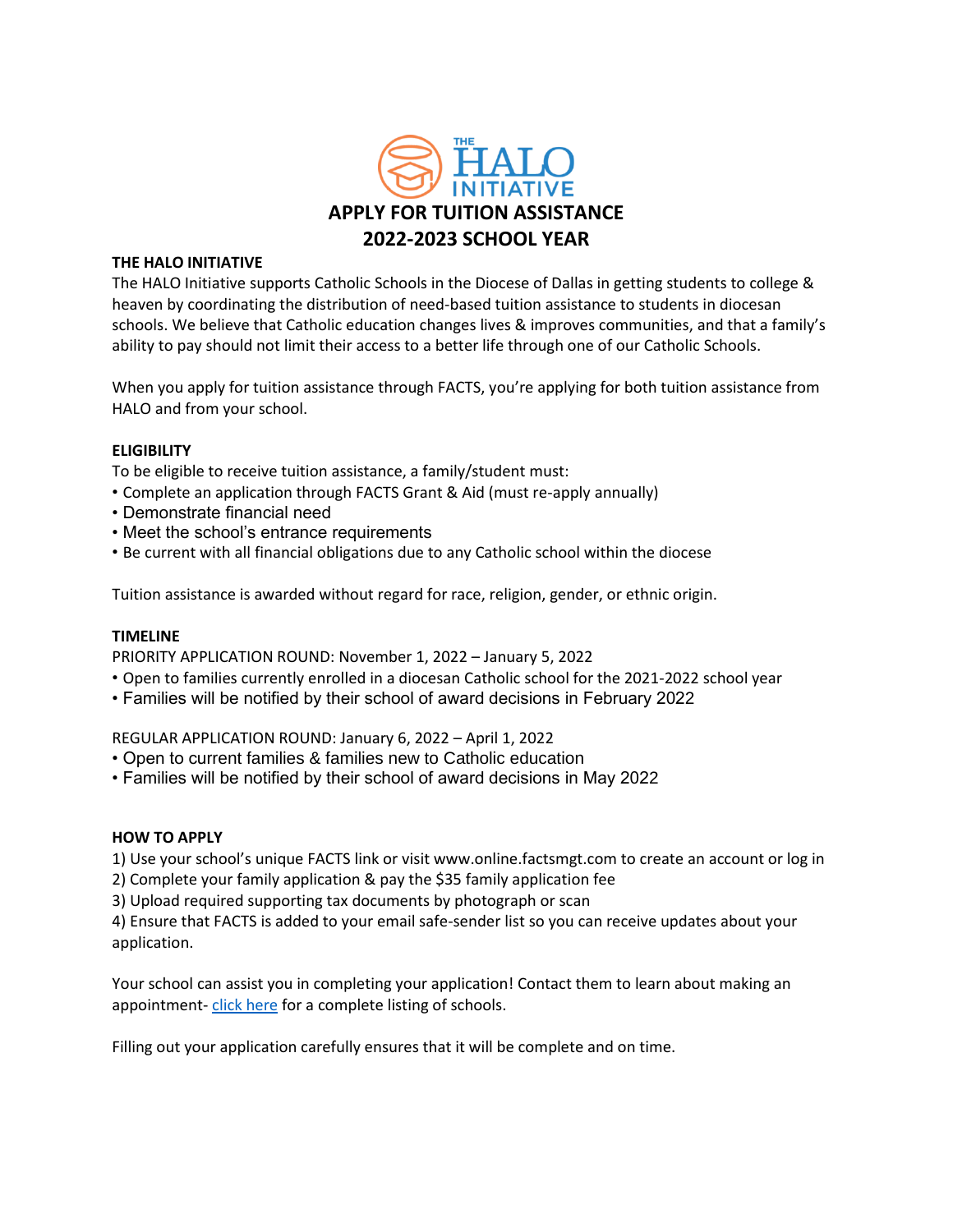# APPLY FOR TUITION ASSISTANCE
# 2022-2023 SCHOOL YEAR

**THE HALO INITIATIVE**

The HALO Initiative supports Catholic Schools in the Diocese of Dallas in getting students to college & heaven by coordinating the distribution of need-based tuition assistance to students in diocesan schools. We believe that Catholic education changes lives & improves communities, and that a family's ability to pay should not limit their access to a better life through one of our Catholic Schools.

When you apply for tuition assistance through FACTS, you're applying for both tuition assistance from HALO and from your school.

**ELIGIBILITY**

To be eligible to receive tuition assistance, a family/student must:

- Complete an application through FACTS Grant & Aid (must re-apply annually)
- Demonstrate financial need
- Meet the school's entrance requirements
- Be current with all financial obligations due to any Catholic school within the diocese

Tuition assistance is awarded without regard for race, religion, gender, or ethnic origin.

**TIMELINE**

PRIORITY APPLICATION ROUND: November 1, 2022 – January 5, 2022

- Open to families currently enrolled in a diocesan Catholic school for the 2021-2022 school year
- Families will be notified by their school of award decisions in February 2022

REGULAR APPLICATION ROUND: January 6, 2022 – April 1, 2022

- Open to current families & families new to Catholic education
- Families will be notified by their school of award decisions in May 2022

**HOW TO APPLY**

1) Use your school's unique FACTS link or visit www.online.factsmgt.com to create an account or log in
2) Complete your family application & pay the $35 family application fee
3) Upload required supporting tax documents by photograph or scan
4) Ensure that FACTS is added to your email safe-sender list so you can receive updates about your application.

Your school can assist you in completing your application! Contact them to learn about making an appointment- click here for a complete listing of schools.

Filling out your application carefully ensures that it will be complete and on time.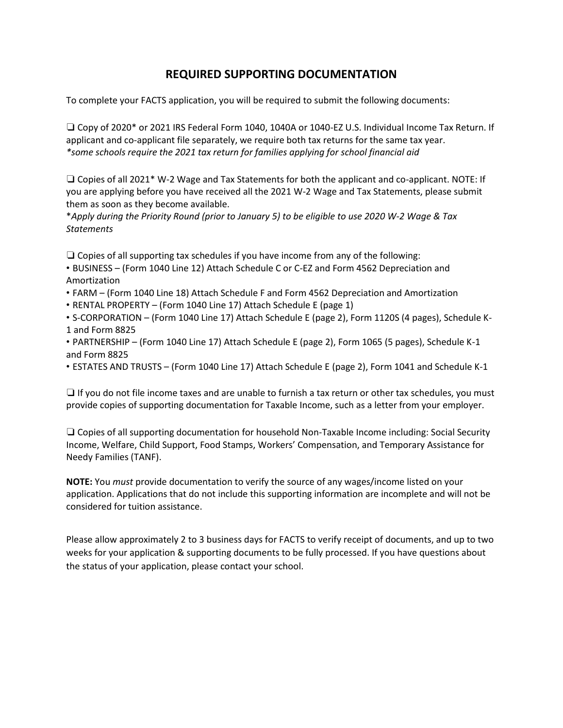# REQUIRED SUPPORTING DOCUMENTATION

To complete your FACTS application, you will be required to submit the following documents:

❏ Copy of 2020* or 2021 IRS Federal Form 1040, 1040A or 1040-EZ U.S. Individual Income Tax Return. If applicant and co-applicant file separately, we require both tax returns for the same tax year.
*\*some schools require the 2021 tax return for families applying for school financial aid*

❏ Copies of all 2021* W-2 Wage and Tax Statements for both the applicant and co-applicant. NOTE: If you are applying before you have received all the 2021 W-2 Wage and Tax Statements, please submit them as soon as they become available.
\**Apply during the Priority Round (prior to January 5) to be eligible to use 2020 W-2 Wage & Tax Statements*

❏ Copies of all supporting tax schedules if you have income from any of the following:

- BUSINESS – (Form 1040 Line 12) Attach Schedule C or C-EZ and Form 4562 Depreciation and Amortization
- FARM – (Form 1040 Line 18) Attach Schedule F and Form 4562 Depreciation and Amortization
- RENTAL PROPERTY – (Form 1040 Line 17) Attach Schedule E (page 1)
- S-CORPORATION – (Form 1040 Line 17) Attach Schedule E (page 2), Form 1120S (4 pages), Schedule K-1 and Form 8825
- PARTNERSHIP – (Form 1040 Line 17) Attach Schedule E (page 2), Form 1065 (5 pages), Schedule K-1 and Form 8825
- ESTATES AND TRUSTS – (Form 1040 Line 17) Attach Schedule E (page 2), Form 1041 and Schedule K-1

❏ If you do not file income taxes and are unable to furnish a tax return or other tax schedules, you must provide copies of supporting documentation for Taxable Income, such as a letter from your employer.

❏ Copies of all supporting documentation for household Non-Taxable Income including: Social Security Income, Welfare, Child Support, Food Stamps, Workers' Compensation, and Temporary Assistance for Needy Families (TANF).

**NOTE:** You *must* provide documentation to verify the source of any wages/income listed on your application. Applications that do not include this supporting information are incomplete and will not be considered for tuition assistance.

Please allow approximately 2 to 3 business days for FACTS to verify receipt of documents, and up to two weeks for your application & supporting documents to be fully processed. If you have questions about the status of your application, please contact your school.